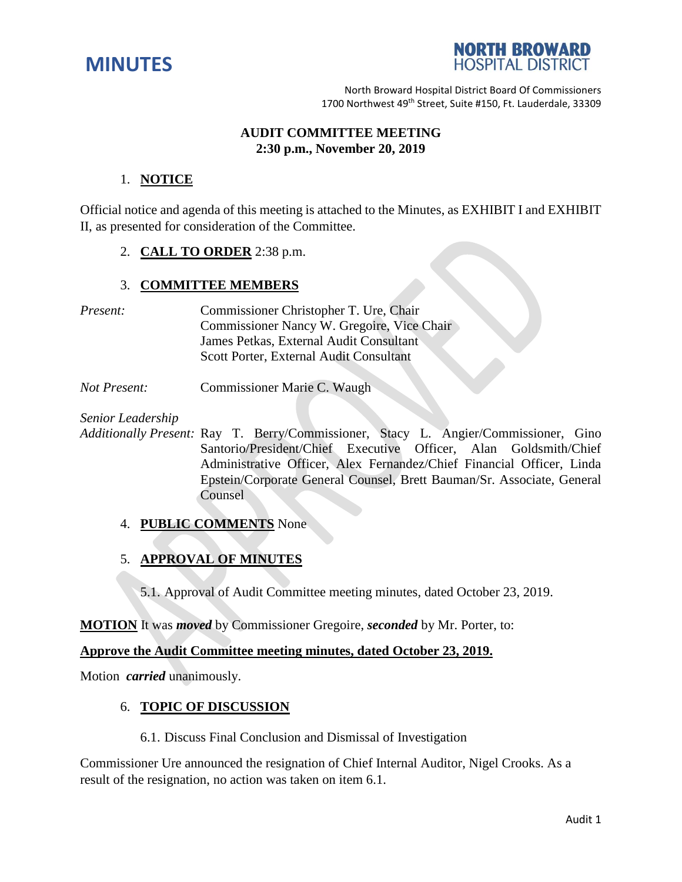# MINUTES

**NORTH BROWARD HOSPITAL DISTRICT**

North Broward Hospital District Board Of Commissioners
1700 Northwest 49th Street, Suite #150, Ft. Lauderdale, 33309

## AUDIT COMMITTEE MEETING
## 2:30 p.m., November 20, 2019

1. **NOTICE**

Official notice and agenda of this meeting is attached to the Minutes, as EXHIBIT I and EXHIBIT II, as presented for consideration of the Committee.

2. **CALL TO ORDER** 2:38 p.m.

3. **COMMITTEE MEMBERS**

*Present:*
Commissioner Christopher T. Ure, Chair
Commissioner Nancy W. Gregoire, Vice Chair
James Petkas, External Audit Consultant
Scott Porter, External Audit Consultant

*Not Present:* Commissioner Marie C. Waugh

*Senior Leadership Additionally Present:* Ray T. Berry/Commissioner, Stacy L. Angier/Commissioner, Gino Santorio/President/Chief Executive Officer, Alan Goldsmith/Chief Administrative Officer, Alex Fernandez/Chief Financial Officer, Linda Epstein/Corporate General Counsel, Brett Bauman/Sr. Associate, General Counsel

4. **PUBLIC COMMENTS** None

5. **APPROVAL OF MINUTES**

5.1. Approval of Audit Committee meeting minutes, dated October 23, 2019.

**MOTION** It was ***moved*** by Commissioner Gregoire, ***seconded*** by Mr. Porter, to:

**Approve the Audit Committee meeting minutes, dated October 23, 2019.**

Motion ***carried*** unanimously.

6. **TOPIC OF DISCUSSION**

6.1. Discuss Final Conclusion and Dismissal of Investigation

Commissioner Ure announced the resignation of Chief Internal Auditor, Nigel Crooks. As a result of the resignation, no action was taken on item 6.1.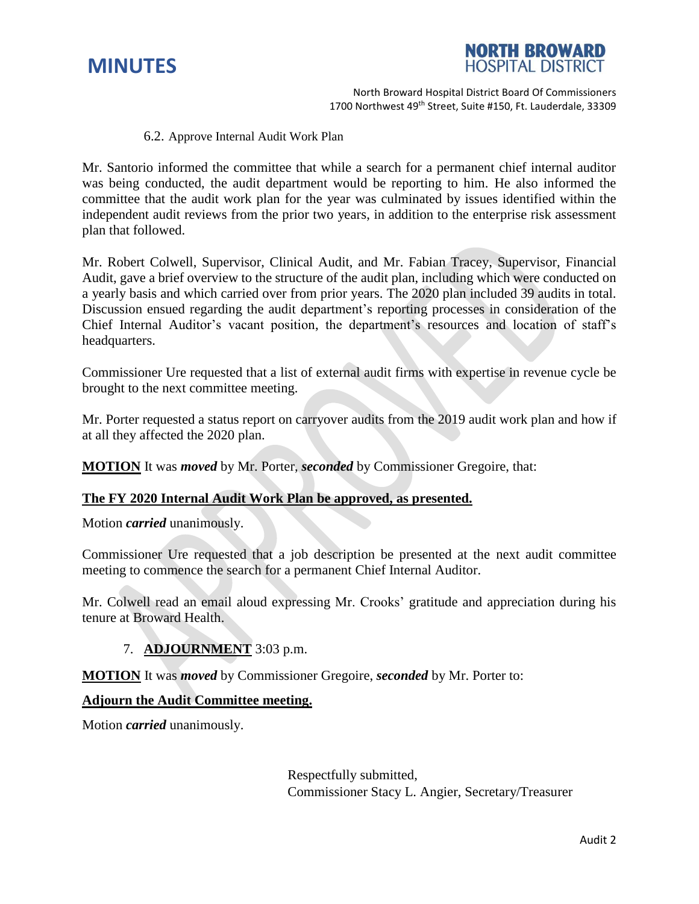6.2. Approve Internal Audit Work Plan

Mr. Santorio informed the committee that while a search for a permanent chief internal auditor was being conducted, the audit department would be reporting to him. He also informed the committee that the audit work plan for the year was culminated by issues identified within the independent audit reviews from the prior two years, in addition to the enterprise risk assessment plan that followed.

Mr. Robert Colwell, Supervisor, Clinical Audit, and Mr. Fabian Tracey, Supervisor, Financial Audit, gave a brief overview to the structure of the audit plan, including which were conducted on a yearly basis and which carried over from prior years. The 2020 plan included 39 audits in total. Discussion ensued regarding the audit department's reporting processes in consideration of the Chief Internal Auditor's vacant position, the department's resources and location of staff's headquarters.

Commissioner Ure requested that a list of external audit firms with expertise in revenue cycle be brought to the next committee meeting.

Mr. Porter requested a status report on carryover audits from the 2019 audit work plan and how if at all they affected the 2020 plan.

**MOTION** It was ***moved*** by Mr. Porter, ***seconded*** by Commissioner Gregoire, that:

**The FY 2020 Internal Audit Work Plan be approved, as presented.**

Motion ***carried*** unanimously.

Commissioner Ure requested that a job description be presented at the next audit committee meeting to commence the search for a permanent Chief Internal Auditor.

Mr. Colwell read an email aloud expressing Mr. Crooks' gratitude and appreciation during his tenure at Broward Health.

7. **ADJOURNMENT** 3:03 p.m.

**MOTION** It was ***moved*** by Commissioner Gregoire, ***seconded*** by Mr. Porter to:

**Adjourn the Audit Committee meeting.**

Motion ***carried*** unanimously.

Respectfully submitted,
Commissioner Stacy L. Angier, Secretary/Treasurer